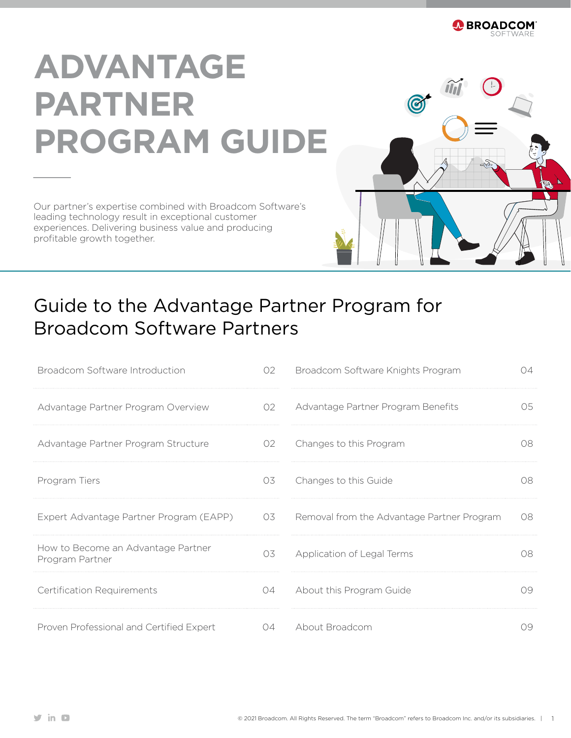# ADVANTAGE PARTNER PROGRAM GUIDE

Our partner's expertise combined with Broadcom Software's leading technology result in exceptional customer experiences. Delivering business value and producing profitable growth together.

## Guide to the Advantage Partner Program for Broadcom Software Partners

| | | | |
|---|---|---|---|
| Broadcom Software Introduction | 02 | Broadcom Software Knights Program | 04 |
| Advantage Partner Program Overview | 02 | Advantage Partner Program Benefits | 05 |
| Advantage Partner Program Structure | 02 | Changes to this Program | 08 |
| Program Tiers | 03 | Changes to this Guide | 08 |
| Expert Advantage Partner Program (EAPP) | 03 | Removal from the Advantage Partner Program | 08 |
| How to Become an Advantage Partner Program Partner | 03 | Application of Legal Terms | 08 |
| Certification Requirements | 04 | About this Program Guide | 09 |
| Proven Professional and Certified Expert | 04 | About Broadcom | 09 |

© 2021 Broadcom. All Rights Reserved. The term "Broadcom" refers to Broadcom Inc. and/or its subsidiaries.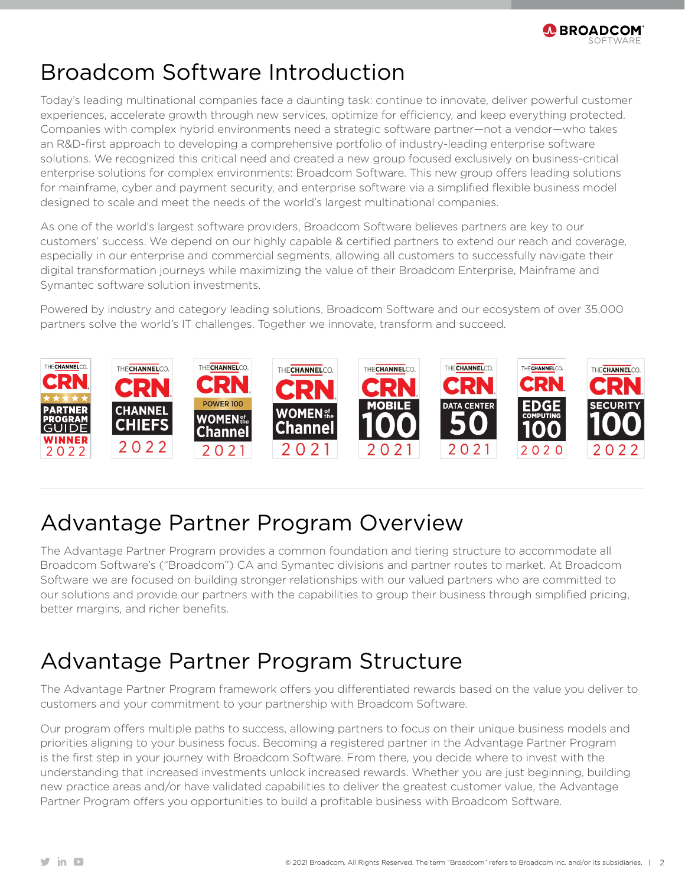# Broadcom Software Introduction

Today's leading multinational companies face a daunting task: continue to innovate, deliver powerful customer experiences, accelerate growth through new services, optimize for efficiency, and keep everything protected. Companies with complex hybrid environments need a strategic software partner—not a vendor—who takes an R&D-first approach to developing a comprehensive portfolio of industry-leading enterprise software solutions. We recognized this critical need and created a new group focused exclusively on business-critical enterprise solutions for complex environments: Broadcom Software. This new group offers leading solutions for mainframe, cyber and payment security, and enterprise software via a simplified flexible business model designed to scale and meet the needs of the world's largest multinational companies.

As one of the world's largest software providers, Broadcom Software believes partners are key to our customers' success. We depend on our highly capable & certified partners to extend our reach and coverage, especially in our enterprise and commercial segments, allowing all customers to successfully navigate their digital transformation journeys while maximizing the value of their Broadcom Enterprise, Mainframe and Symantec software solution investments.

Powered by industry and category leading solutions, Broadcom Software and our ecosystem of over 35,000 partners solve the world's IT challenges. Together we innovate, transform and succeed.

# Advantage Partner Program Overview

The Advantage Partner Program provides a common foundation and tiering structure to accommodate all Broadcom Software's ("Broadcom") CA and Symantec divisions and partner routes to market. At Broadcom Software we are focused on building stronger relationships with our valued partners who are committed to our solutions and provide our partners with the capabilities to group their business through simplified pricing, better margins, and richer benefits.

# Advantage Partner Program Structure

The Advantage Partner Program framework offers you differentiated rewards based on the value you deliver to customers and your commitment to your partnership with Broadcom Software.

Our program offers multiple paths to success, allowing partners to focus on their unique business models and priorities aligning to your business focus. Becoming a registered partner in the Advantage Partner Program is the first step in your journey with Broadcom Software. From there, you decide where to invest with the understanding that increased investments unlock increased rewards. Whether you are just beginning, building new practice areas and/or have validated capabilities to deliver the greatest customer value, the Advantage Partner Program offers you opportunities to build a profitable business with Broadcom Software.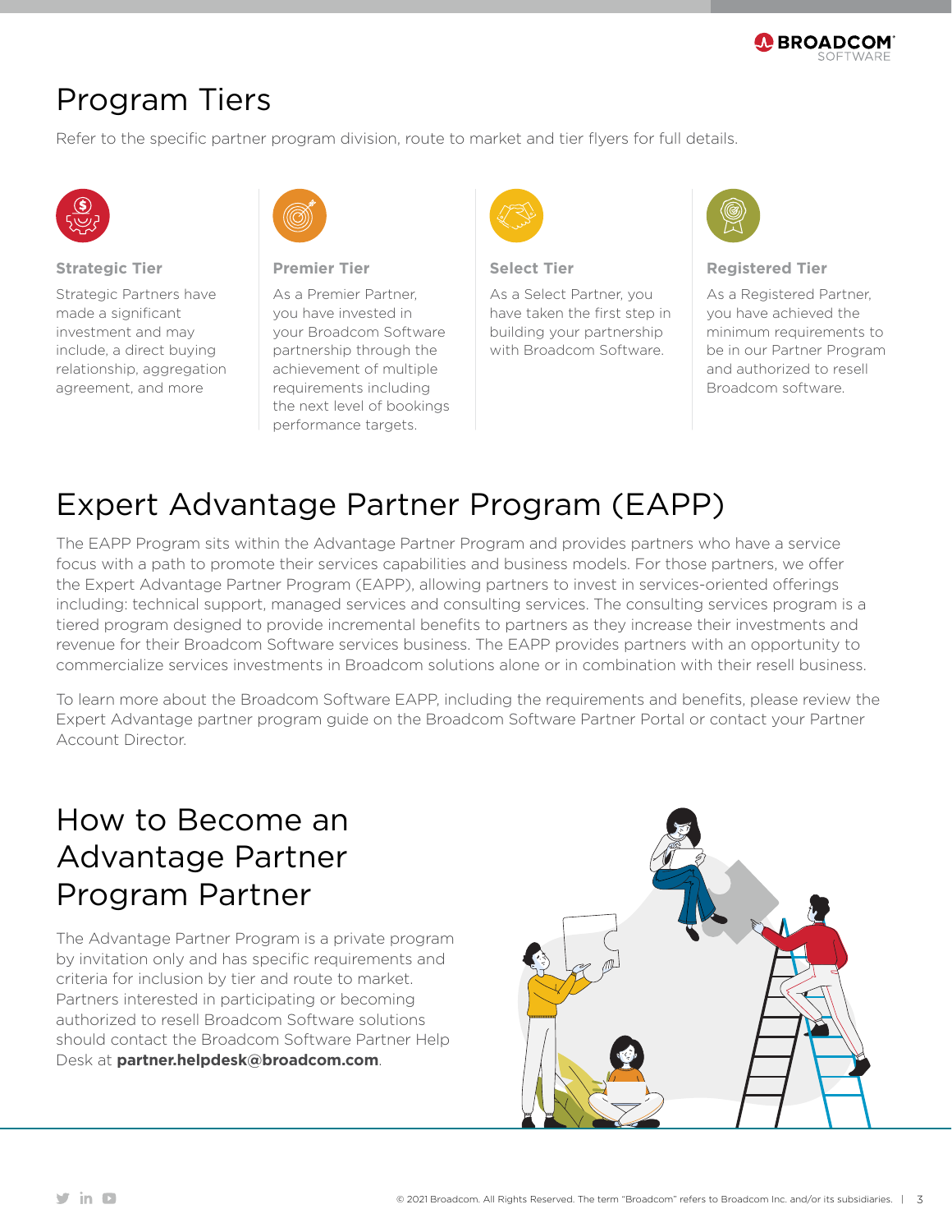# Program Tiers

Refer to the specific partner program division, route to market and tier flyers for full details.

### Strategic Tier

Strategic Partners have made a significant investment and may include, a direct buying relationship, aggregation agreement, and more

### Premier Tier

As a Premier Partner, you have invested in your Broadcom Software partnership through the achievement of multiple requirements including the next level of bookings performance targets.

### Select Tier

As a Select Partner, you have taken the first step in building your partnership with Broadcom Software.

### Registered Tier

As a Registered Partner, you have achieved the minimum requirements to be in our Partner Program and authorized to resell Broadcom software.

# Expert Advantage Partner Program (EAPP)

The EAPP Program sits within the Advantage Partner Program and provides partners who have a service focus with a path to promote their services capabilities and business models. For those partners, we offer the Expert Advantage Partner Program (EAPP), allowing partners to invest in services-oriented offerings including: technical support, managed services and consulting services. The consulting services program is a tiered program designed to provide incremental benefits to partners as they increase their investments and revenue for their Broadcom Software services business. The EAPP provides partners with an opportunity to commercialize services investments in Broadcom solutions alone or in combination with their resell business.

To learn more about the Broadcom Software EAPP, including the requirements and benefits, please review the Expert Advantage partner program guide on the Broadcom Software Partner Portal or contact your Partner Account Director.

# How to Become an Advantage Partner Program Partner

The Advantage Partner Program is a private program by invitation only and has specific requirements and criteria for inclusion by tier and route to market. Partners interested in participating or becoming authorized to resell Broadcom Software solutions should contact the Broadcom Software Partner Help Desk at **partner.helpdesk@broadcom.com**.

© 2021 Broadcom. All Rights Reserved. The term "Broadcom" refers to Broadcom Inc. and/or its subsidiaries.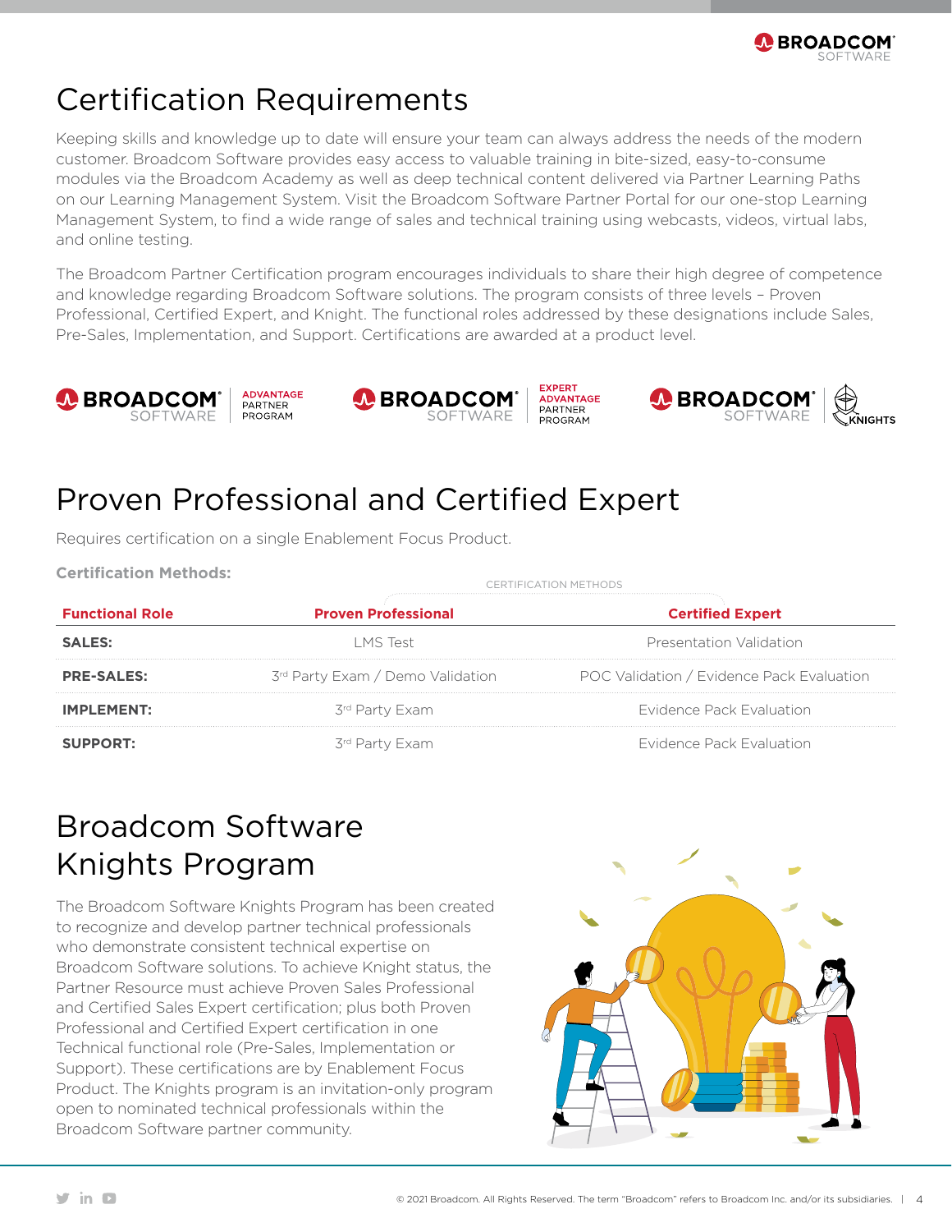# Certification Requirements

Keeping skills and knowledge up to date will ensure your team can always address the needs of the modern customer. Broadcom Software provides easy access to valuable training in bite-sized, easy-to-consume modules via the Broadcom Academy as well as deep technical content delivered via Partner Learning Paths on our Learning Management System. Visit the Broadcom Software Partner Portal for our one-stop Learning Management System, to find a wide range of sales and technical training using webcasts, videos, virtual labs, and online testing.

The Broadcom Partner Certification program encourages individuals to share their high degree of competence and knowledge regarding Broadcom Software solutions. The program consists of three levels – Proven Professional, Certified Expert, and Knight. The functional roles addressed by these designations include Sales, Pre-Sales, Implementation, and Support. Certifications are awarded at a product level.

BROADCOM SOFTWARE ADVANTAGE PARTNER PROGRAM

BROADCOM SOFTWARE EXPERT ADVANTAGE PARTNER PROGRAM

BROADCOM SOFTWARE KNIGHTS

# Proven Professional and Certified Expert

Requires certification on a single Enablement Focus Product.

**Certification Methods:**

| Functional Role | CERTIFICATION METHODS | |
|---|---|---|
| | **Proven Professional** | **Certified Expert** |
| **SALES:** | LMS Test | Presentation Validation |
| **PRE-SALES:** | 3rd Party Exam / Demo Validation | POC Validation / Evidence Pack Evaluation |
| **IMPLEMENT:** | 3rd Party Exam | Evidence Pack Evaluation |
| **SUPPORT:** | 3rd Party Exam | Evidence Pack Evaluation |

# Broadcom Software Knights Program

The Broadcom Software Knights Program has been created to recognize and develop partner technical professionals who demonstrate consistent technical expertise on Broadcom Software solutions. To achieve Knight status, the Partner Resource must achieve Proven Sales Professional and Certified Sales Expert certification; plus both Proven Professional and Certified Expert certification in one Technical functional role (Pre-Sales, Implementation or Support). These certifications are by Enablement Focus Product. The Knights program is an invitation-only program open to nominated technical professionals within the Broadcom Software partner community.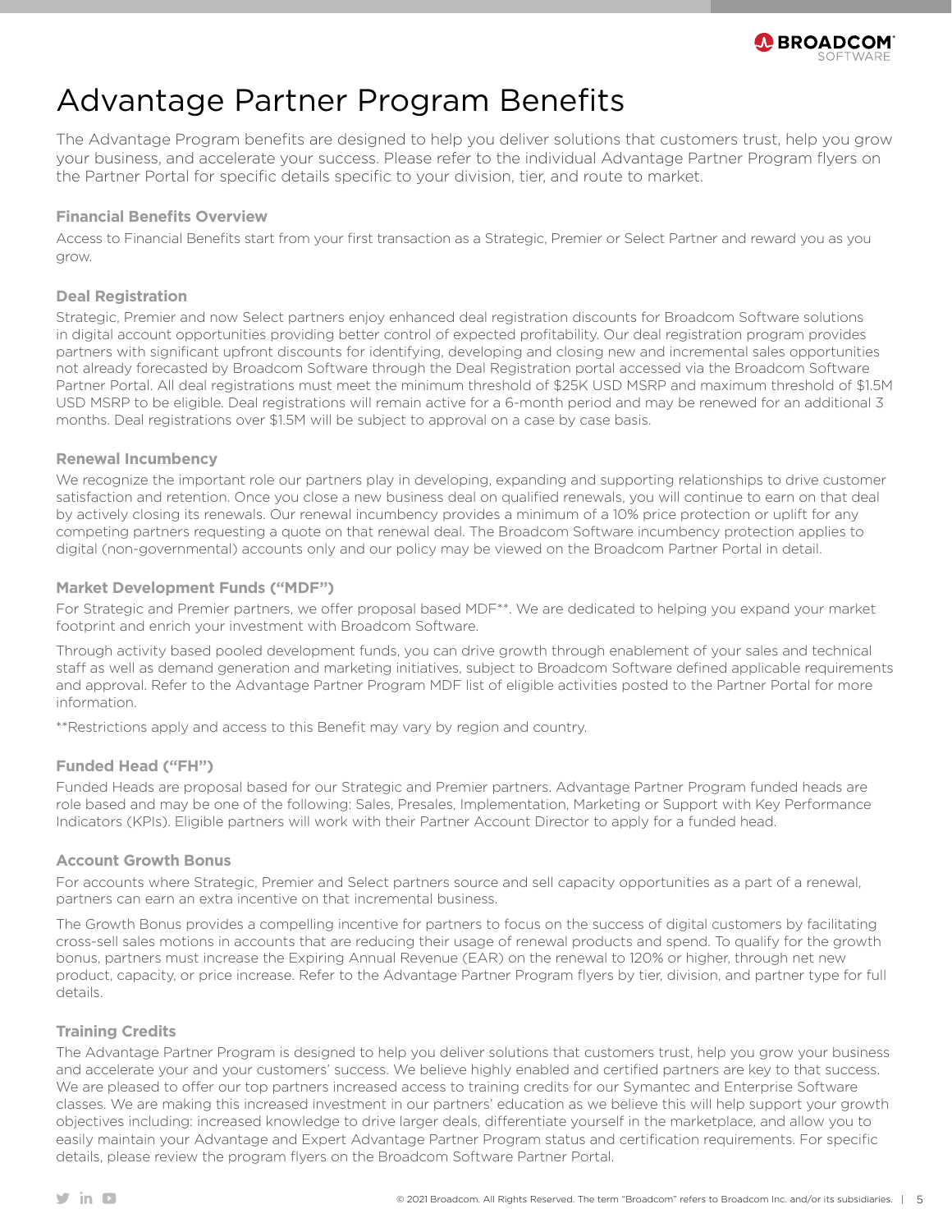# Advantage Partner Program Benefits

The Advantage Program benefits are designed to help you deliver solutions that customers trust, help you grow your business, and accelerate your success. Please refer to the individual Advantage Partner Program flyers on the Partner Portal for specific details specific to your division, tier, and route to market.

### Financial Benefits Overview

Access to Financial Benefits start from your first transaction as a Strategic, Premier or Select Partner and reward you as you grow.

### Deal Registration

Strategic, Premier and now Select partners enjoy enhanced deal registration discounts for Broadcom Software solutions in digital account opportunities providing better control of expected profitability. Our deal registration program provides partners with significant upfront discounts for identifying, developing and closing new and incremental sales opportunities not already forecasted by Broadcom Software through the Deal Registration portal accessed via the Broadcom Software Partner Portal. All deal registrations must meet the minimum threshold of $25K USD MSRP and maximum threshold of $1.5M USD MSRP to be eligible. Deal registrations will remain active for a 6-month period and may be renewed for an additional 3 months. Deal registrations over $1.5M will be subject to approval on a case by case basis.

### Renewal Incumbency

We recognize the important role our partners play in developing, expanding and supporting relationships to drive customer satisfaction and retention. Once you close a new business deal on qualified renewals, you will continue to earn on that deal by actively closing its renewals. Our renewal incumbency provides a minimum of a 10% price protection or uplift for any competing partners requesting a quote on that renewal deal. The Broadcom Software incumbency protection applies to digital (non-governmental) accounts only and our policy may be viewed on the Broadcom Partner Portal in detail.

### Market Development Funds ("MDF")

For Strategic and Premier partners, we offer proposal based MDF**. We are dedicated to helping you expand your market footprint and enrich your investment with Broadcom Software.

Through activity based pooled development funds, you can drive growth through enablement of your sales and technical staff as well as demand generation and marketing initiatives, subject to Broadcom Software defined applicable requirements and approval. Refer to the Advantage Partner Program MDF list of eligible activities posted to the Partner Portal for more information.

**Restrictions apply and access to this Benefit may vary by region and country.

### Funded Head ("FH")

Funded Heads are proposal based for our Strategic and Premier partners. Advantage Partner Program funded heads are role based and may be one of the following: Sales, Presales, Implementation, Marketing or Support with Key Performance Indicators (KPIs). Eligible partners will work with their Partner Account Director to apply for a funded head.

### Account Growth Bonus

For accounts where Strategic, Premier and Select partners source and sell capacity opportunities as a part of a renewal, partners can earn an extra incentive on that incremental business.

The Growth Bonus provides a compelling incentive for partners to focus on the success of digital customers by facilitating cross-sell sales motions in accounts that are reducing their usage of renewal products and spend. To qualify for the growth bonus, partners must increase the Expiring Annual Revenue (EAR) on the renewal to 120% or higher, through net new product, capacity, or price increase. Refer to the Advantage Partner Program flyers by tier, division, and partner type for full details.

### Training Credits

The Advantage Partner Program is designed to help you deliver solutions that customers trust, help you grow your business and accelerate your and your customers' success. We believe highly enabled and certified partners are key to that success. We are pleased to offer our top partners increased access to training credits for our Symantec and Enterprise Software classes. We are making this increased investment in our partners' education as we believe this will help support your growth objectives including: increased knowledge to drive larger deals, differentiate yourself in the marketplace, and allow you to easily maintain your Advantage and Expert Advantage Partner Program status and certification requirements. For specific details, please review the program flyers on the Broadcom Software Partner Portal.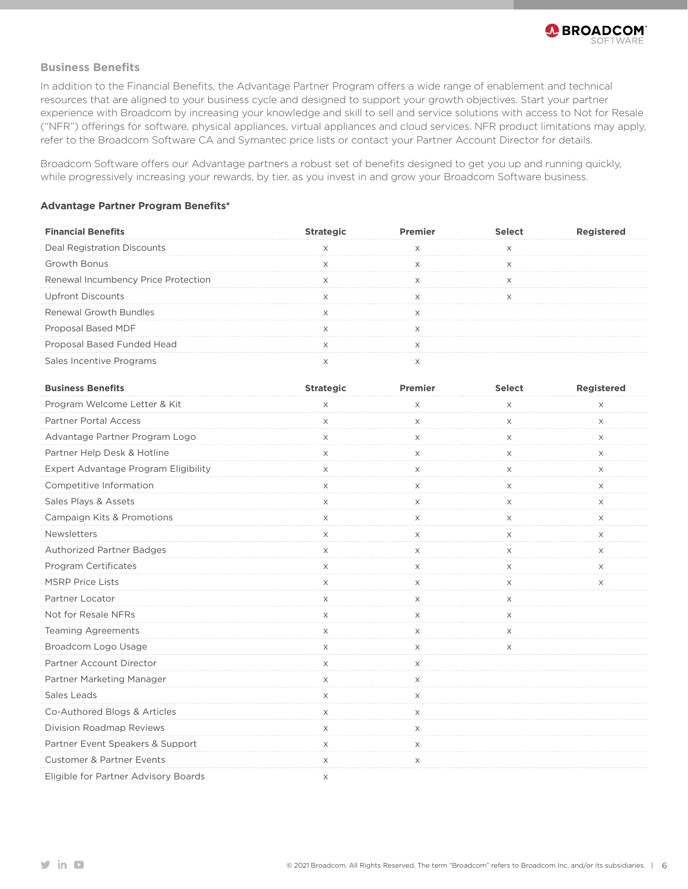### Business Benefits

In addition to the Financial Benefits, the Advantage Partner Program offers a wide range of enablement and technical resources that are aligned to your business cycle and designed to support your growth objectives. Start your partner experience with Broadcom by increasing your knowledge and skill to sell and service solutions with access to Not for Resale ("NFR") offerings for software, physical appliances, virtual appliances and cloud services. NFR product limitations may apply, refer to the Broadcom Software CA and Symantec price lists or contact your Partner Account Director for details.

Broadcom Software offers our Advantage partners a robust set of benefits designed to get you up and running quickly, while progressively increasing your rewards, by tier, as you invest in and grow your Broadcom Software business.

**Advantage Partner Program Benefits***

| Financial Benefits | Strategic | Premier | Select | Registered |
|---|---|---|---|---|
| Deal Registration Discounts | x | x | x | |
| Growth Bonus | x | x | x | |
| Renewal Incumbency Price Protection | x | x | x | |
| Upfront Discounts | x | x | x | |
| Renewal Growth Bundles | x | x | | |
| Proposal Based MDF | x | x | | |
| Proposal Based Funded Head | x | x | | |
| Sales Incentive Programs | x | x | | |

| Business Benefits | Strategic | Premier | Select | Registered |
|---|---|---|---|---|
| Program Welcome Letter & Kit | x | x | x | x |
| Partner Portal Access | x | x | x | x |
| Advantage Partner Program Logo | x | x | x | x |
| Partner Help Desk & Hotline | x | x | x | x |
| Expert Advantage Program Eligibility | x | x | x | x |
| Competitive Information | x | x | x | x |
| Sales Plays & Assets | x | x | x | x |
| Campaign Kits & Promotions | x | x | x | x |
| Newsletters | x | x | x | x |
| Authorized Partner Badges | x | x | x | x |
| Program Certificates | x | x | x | x |
| MSRP Price Lists | x | x | x | x |
| Partner Locator | x | x | x | |
| Not for Resale NFRs | x | x | x | |
| Teaming Agreements | x | x | x | |
| Broadcom Logo Usage | x | x | x | |
| Partner Account Director | x | x | | |
| Partner Marketing Manager | x | x | | |
| Sales Leads | x | x | | |
| Co-Authored Blogs & Articles | x | x | | |
| Division Roadmap Reviews | x | x | | |
| Partner Event Speakers & Support | x | x | | |
| Customer & Partner Events | x | x | | |
| Eligible for Partner Advisory Boards | x | | | |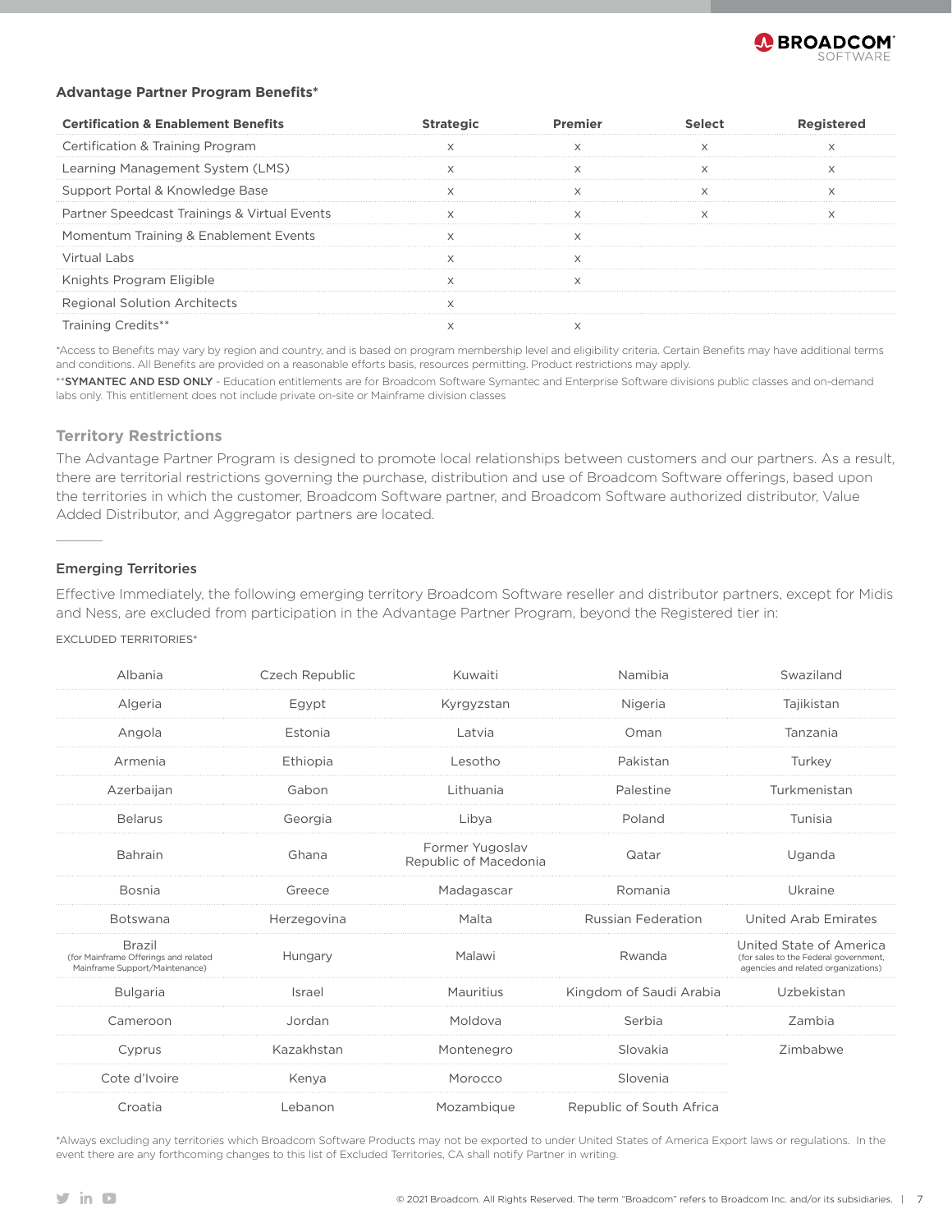### Advantage Partner Program Benefits*

| Certification & Enablement Benefits | Strategic | Premier | Select | Registered |
|---|---|---|---|---|
| Certification & Training Program | x | x | x | x |
| Learning Management System (LMS) | x | x | x | x |
| Support Portal & Knowledge Base | x | x | x | x |
| Partner Speedcast Trainings & Virtual Events | x | x | x | x |
| Momentum Training & Enablement Events | x | x | | |
| Virtual Labs | x | x | | |
| Knights Program Eligible | x | x | | |
| Regional Solution Architects | x | | | |
| Training Credits** | x | x | | |

*Access to Benefits may vary by region and country, and is based on program membership level and eligibility criteria. Certain Benefits may have additional terms and conditions. All Benefits are provided on a reasonable efforts basis, resources permitting. Product restrictions may apply.

****SYMANTEC AND ESD ONLY** - Education entitlements are for Broadcom Software Symantec and Enterprise Software divisions public classes and on-demand labs only. This entitlement does not include private on-site or Mainframe division classes

### Territory Restrictions

The Advantage Partner Program is designed to promote local relationships between customers and our partners. As a result, there are territorial restrictions governing the purchase, distribution and use of Broadcom Software offerings, based upon the territories in which the customer, Broadcom Software partner, and Broadcom Software authorized distributor, Value Added Distributor, and Aggregator partners are located.

### Emerging Territories

Effective Immediately, the following emerging territory Broadcom Software reseller and distributor partners, except for Midis and Ness, are excluded from participation in the Advantage Partner Program, beyond the Registered tier in:

EXCLUDED TERRITORIES*

| | | | | |
|---|---|---|---|---|
| Albania | Czech Republic | Kuwaiti | Namibia | Swaziland |
| Algeria | Egypt | Kyrgyzstan | Nigeria | Tajikistan |
| Angola | Estonia | Latvia | Oman | Tanzania |
| Armenia | Ethiopia | Lesotho | Pakistan | Turkey |
| Azerbaijan | Gabon | Lithuania | Palestine | Turkmenistan |
| Belarus | Georgia | Libya | Poland | Tunisia |
| Bahrain | Ghana | Former Yugoslav Republic of Macedonia | Qatar | Uganda |
| Bosnia | Greece | Madagascar | Romania | Ukraine |
| Botswana | Herzegovina | Malta | Russian Federation | United Arab Emirates |
| Brazil (for Mainframe Offerings and related Mainframe Support/Maintenance) | Hungary | Malawi | Rwanda | United State of America (for sales to the Federal government, agencies and related organizations) |
| Bulgaria | Israel | Mauritius | Kingdom of Saudi Arabia | Uzbekistan |
| Cameroon | Jordan | Moldova | Serbia | Zambia |
| Cyprus | Kazakhstan | Montenegro | Slovakia | Zimbabwe |
| Cote d'Ivoire | Kenya | Morocco | Slovenia | |
| Croatia | Lebanon | Mozambique | Republic of South Africa | |

*Always excluding any territories which Broadcom Software Products may not be exported to under United States of America Export laws or regulations. In the event there are any forthcoming changes to this list of Excluded Territories, CA shall notify Partner in writing.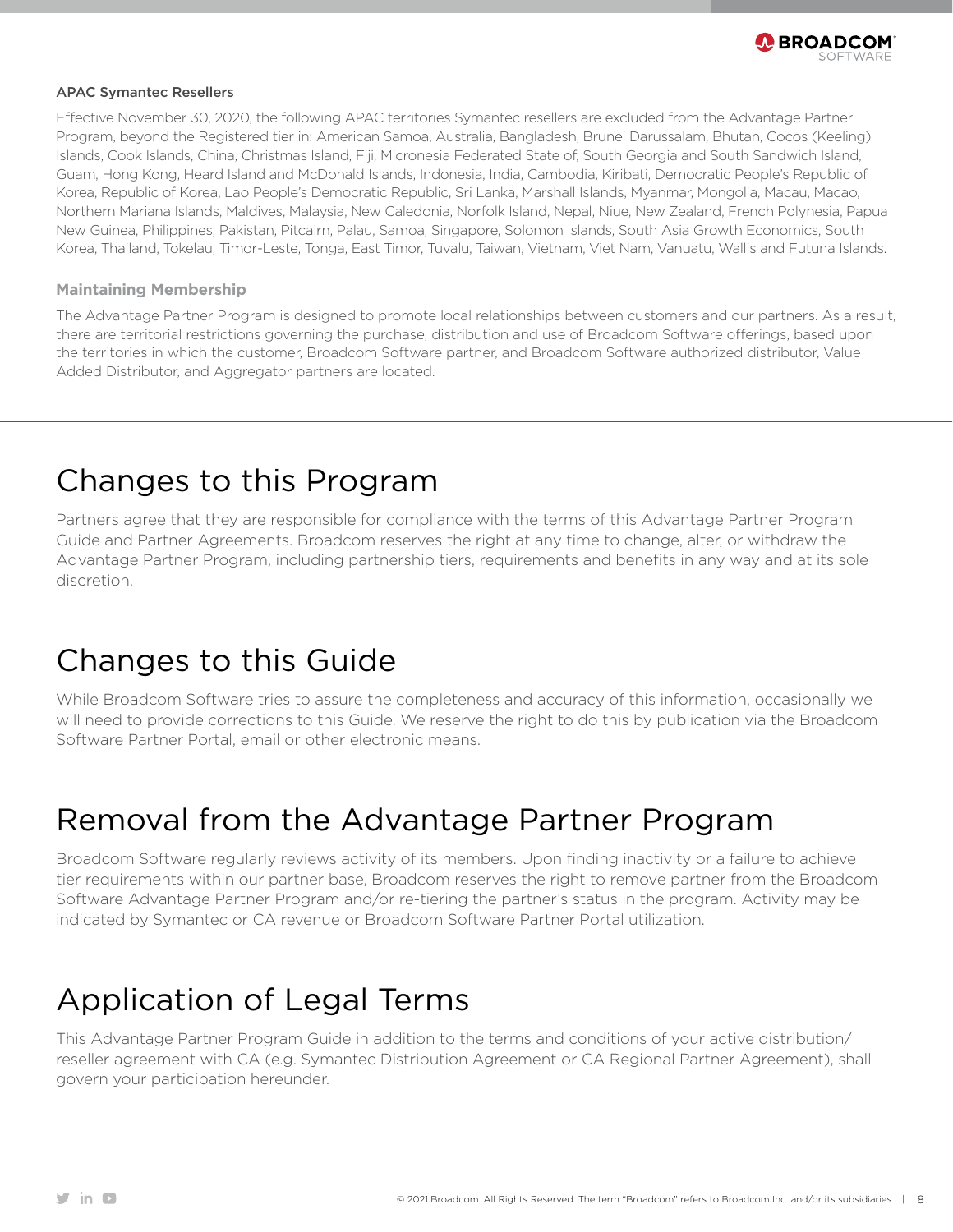### APAC Symantec Resellers

Effective November 30, 2020, the following APAC territories Symantec resellers are excluded from the Advantage Partner Program, beyond the Registered tier in: American Samoa, Australia, Bangladesh, Brunei Darussalam, Bhutan, Cocos (Keeling) Islands, Cook Islands, China, Christmas Island, Fiji, Micronesia Federated State of, South Georgia and South Sandwich Island, Guam, Hong Kong, Heard Island and McDonald Islands, Indonesia, India, Cambodia, Kiribati, Democratic People's Republic of Korea, Republic of Korea, Lao People's Democratic Republic, Sri Lanka, Marshall Islands, Myanmar, Mongolia, Macau, Macao, Northern Mariana Islands, Maldives, Malaysia, New Caledonia, Norfolk Island, Nepal, Niue, New Zealand, French Polynesia, Papua New Guinea, Philippines, Pakistan, Pitcairn, Palau, Samoa, Singapore, Solomon Islands, South Asia Growth Economics, South Korea, Thailand, Tokelau, Timor-Leste, Tonga, East Timor, Tuvalu, Taiwan, Vietnam, Viet Nam, Vanuatu, Wallis and Futuna Islands.

### Maintaining Membership

The Advantage Partner Program is designed to promote local relationships between customers and our partners. As a result, there are territorial restrictions governing the purchase, distribution and use of Broadcom Software offerings, based upon the territories in which the customer, Broadcom Software partner, and Broadcom Software authorized distributor, Value Added Distributor, and Aggregator partners are located.

# Changes to this Program

Partners agree that they are responsible for compliance with the terms of this Advantage Partner Program Guide and Partner Agreements. Broadcom reserves the right at any time to change, alter, or withdraw the Advantage Partner Program, including partnership tiers, requirements and benefits in any way and at its sole discretion.

# Changes to this Guide

While Broadcom Software tries to assure the completeness and accuracy of this information, occasionally we will need to provide corrections to this Guide. We reserve the right to do this by publication via the Broadcom Software Partner Portal, email or other electronic means.

# Removal from the Advantage Partner Program

Broadcom Software regularly reviews activity of its members. Upon finding inactivity or a failure to achieve tier requirements within our partner base, Broadcom reserves the right to remove partner from the Broadcom Software Advantage Partner Program and/or re-tiering the partner's status in the program. Activity may be indicated by Symantec or CA revenue or Broadcom Software Partner Portal utilization.

# Application of Legal Terms

This Advantage Partner Program Guide in addition to the terms and conditions of your active distribution/ reseller agreement with CA (e.g. Symantec Distribution Agreement or CA Regional Partner Agreement), shall govern your participation hereunder.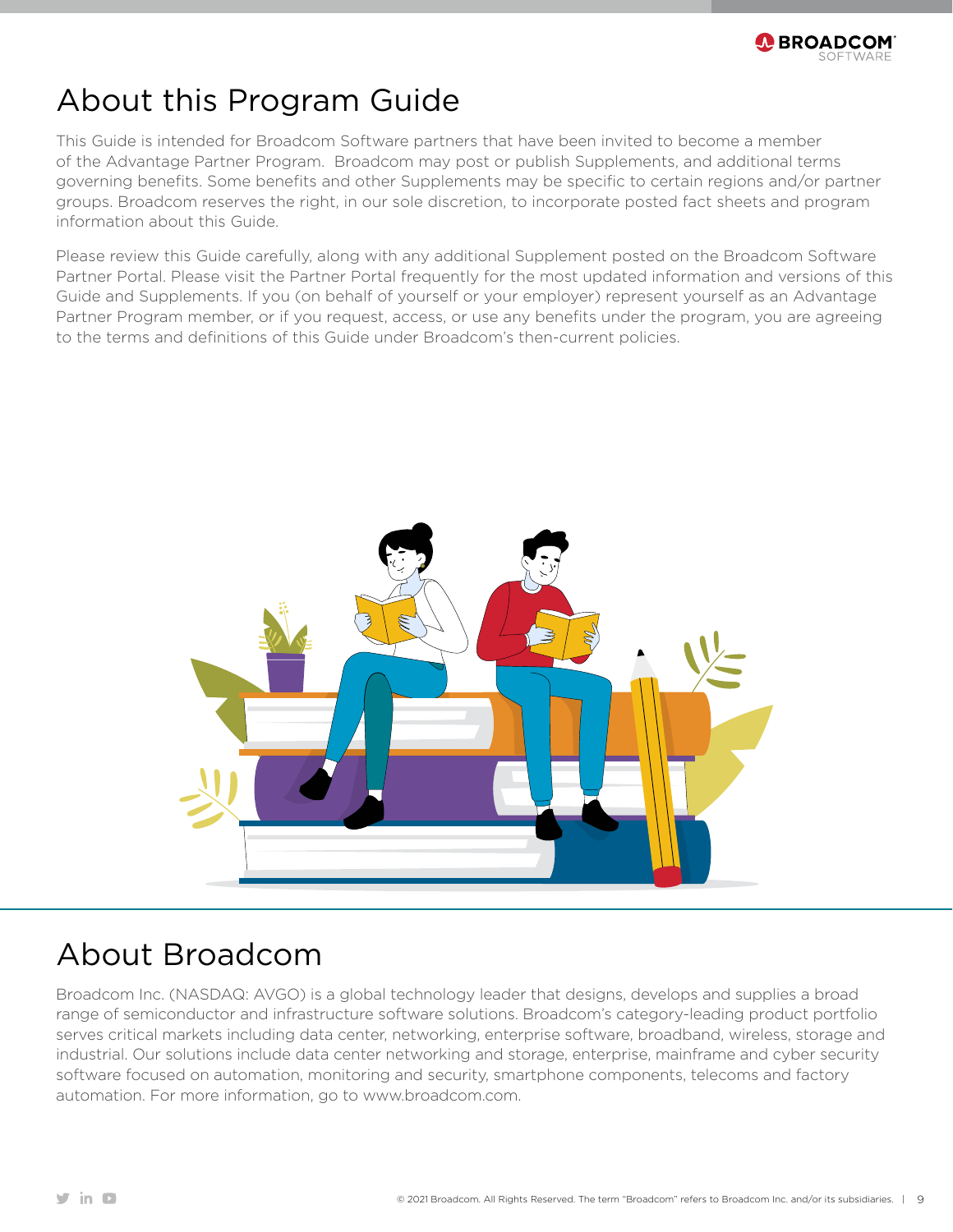# About this Program Guide

This Guide is intended for Broadcom Software partners that have been invited to become a member of the Advantage Partner Program. Broadcom may post or publish Supplements, and additional terms governing benefits. Some benefits and other Supplements may be specific to certain regions and/or partner groups. Broadcom reserves the right, in our sole discretion, to incorporate posted fact sheets and program information about this Guide.

Please review this Guide carefully, along with any additional Supplement posted on the Broadcom Software Partner Portal. Please visit the Partner Portal frequently for the most updated information and versions of this Guide and Supplements. If you (on behalf of yourself or your employer) represent yourself as an Advantage Partner Program member, or if you request, access, or use any benefits under the program, you are agreeing to the terms and definitions of this Guide under Broadcom's then-current policies.

# About Broadcom

Broadcom Inc. (NASDAQ: AVGO) is a global technology leader that designs, develops and supplies a broad range of semiconductor and infrastructure software solutions. Broadcom's category-leading product portfolio serves critical markets including data center, networking, enterprise software, broadband, wireless, storage and industrial. Our solutions include data center networking and storage, enterprise, mainframe and cyber security software focused on automation, monitoring and security, smartphone components, telecoms and factory automation. For more information, go to www.broadcom.com.